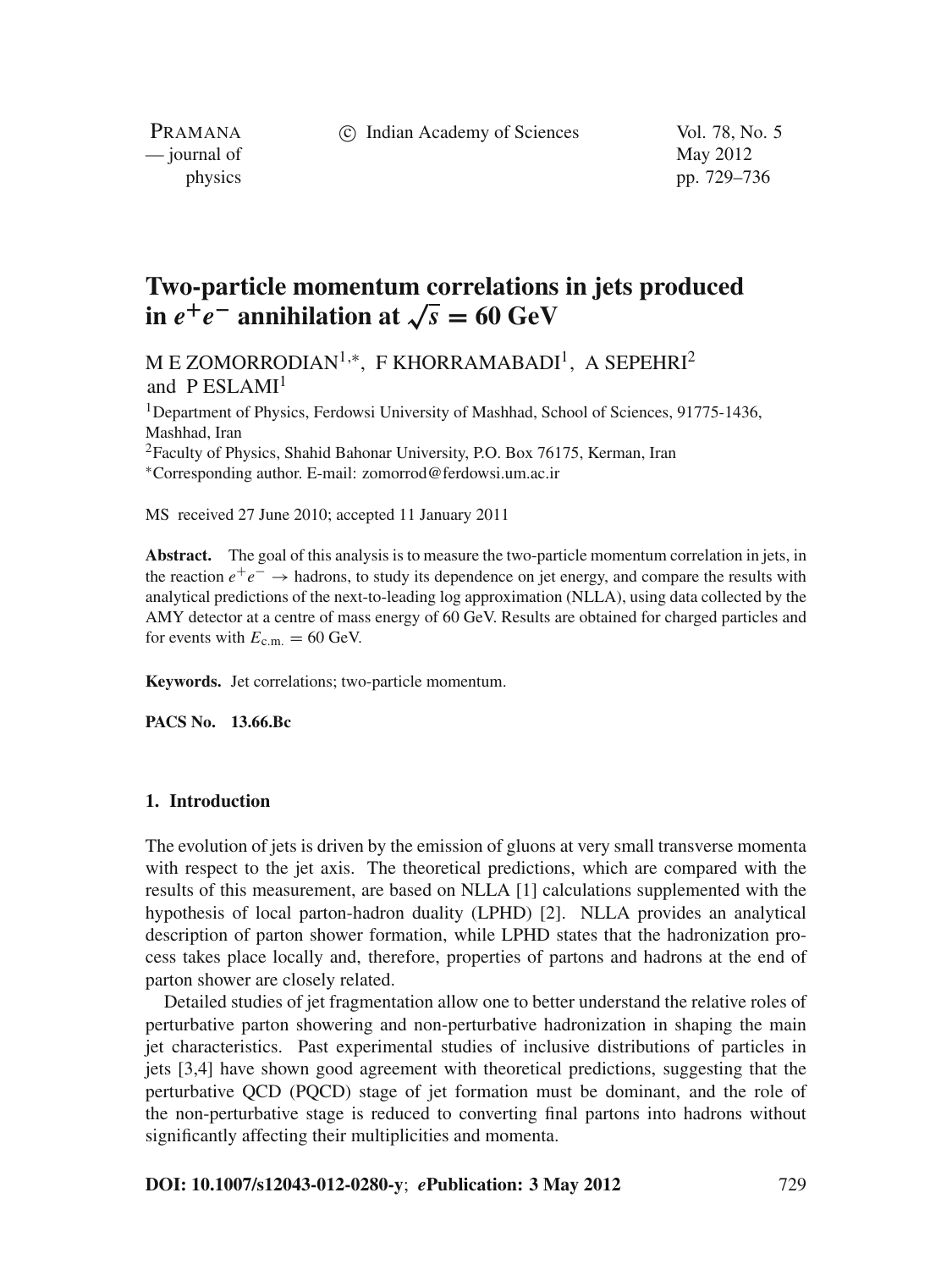# Two-particle momentum correlations in jets produced in $e^+e^-$ annihilation at $\sqrt{s} = 60$ GeV

M E ZOMORRODIAN[1,*], F KHORRAMABADI[1], A SEPEHRI[2] and P ESLAMI[1]

[1]Department of Physics, Ferdowsi University of Mashhad, School of Sciences, 91775-1436, Mashhad, Iran
[2]Faculty of Physics, Shahid Bahonar University, P.O. Box 76175, Kerman, Iran
[*]Corresponding author. E-mail: zomorrod@ferdowsi.um.ac.ir

MS received 27 June 2010; accepted 11 January 2011

**Abstract.** The goal of this analysis is to measure the two-particle momentum correlation in jets, in the reaction $e^+e^- \rightarrow$ hadrons, to study its dependence on jet energy, and compare the results with analytical predictions of the next-to-leading log approximation (NLLA), using data collected by the AMY detector at a centre of mass energy of 60 GeV. Results are obtained for charged particles and for events with $E_{\text{c.m.}} = 60$ GeV.

**Keywords.** Jet correlations; two-particle momentum.

**PACS No.** **13.66.Bc**

## 1. Introduction

The evolution of jets is driven by the emission of gluons at very small transverse momenta with respect to the jet axis. The theoretical predictions, which are compared with the results of this measurement, are based on NLLA [1] calculations supplemented with the hypothesis of local parton-hadron duality (LPHD) [2]. NLLA provides an analytical description of parton shower formation, while LPHD states that the hadronization process takes place locally and, therefore, properties of partons and hadrons at the end of parton shower are closely related.

Detailed studies of jet fragmentation allow one to better understand the relative roles of perturbative parton showering and non-perturbative hadronization in shaping the main jet characteristics. Past experimental studies of inclusive distributions of particles in jets [3,4] have shown good agreement with theoretical predictions, suggesting that the perturbative QCD (PQCD) stage of jet formation must be dominant, and the role of the non-perturbative stage is reduced to converting final partons into hadrons without significantly affecting their multiplicities and momenta.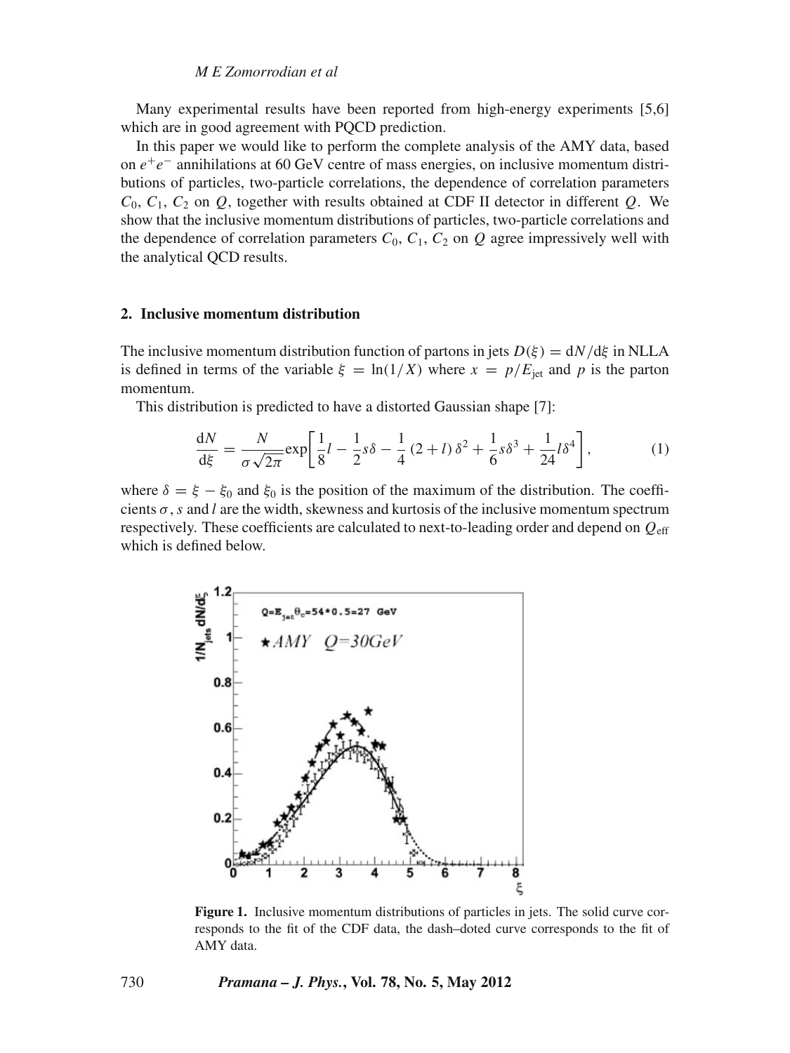Many experimental results have been reported from high-energy experiments [5,6] which are in good agreement with PQCD prediction.

In this paper we would like to perform the complete analysis of the AMY data, based on $e^+e^-$ annihilations at 60 GeV centre of mass energies, on inclusive momentum distributions of particles, two-particle correlations, the dependence of correlation parameters $C_0$, $C_1$, $C_2$ on $Q$, together with results obtained at CDF II detector in different $Q$. We show that the inclusive momentum distributions of particles, two-particle correlations and the dependence of correlation parameters $C_0$, $C_1$, $C_2$ on $Q$ agree impressively well with the analytical QCD results.

## 2. Inclusive momentum distribution

The inclusive momentum distribution function of partons in jets $D(\xi) = \mathrm{d}N/\mathrm{d}\xi$ in NLLA is defined in terms of the variable $\xi = \ln(1/X)$ where $x = p/E_{\text{jet}}$ and $p$ is the parton momentum.

This distribution is predicted to have a distorted Gaussian shape [7]:

$$\frac{\mathrm{d}N}{\mathrm{d}\xi} = \frac{N}{\sigma\sqrt{2\pi}}\exp\left[\frac{1}{8}l - \frac{1}{2}s\delta - \frac{1}{4}(2+l)\delta^2 + \frac{1}{6}s\delta^3 + \frac{1}{24}l\delta^4\right], \tag{1}$$

where $\delta = \xi - \xi_0$ and $\xi_0$ is the position of the maximum of the distribution. The coefficients $\sigma$, $s$ and $l$ are the width, skewness and kurtosis of the inclusive momentum spectrum respectively. These coefficients are calculated to next-to-leading order and depend on $Q_{\text{eff}}$ which is defined below.

**Figure 1.** Inclusive momentum distributions of particles in jets. The solid curve corresponds to the fit of the CDF data, the dash–doted curve corresponds to the fit of AMY data.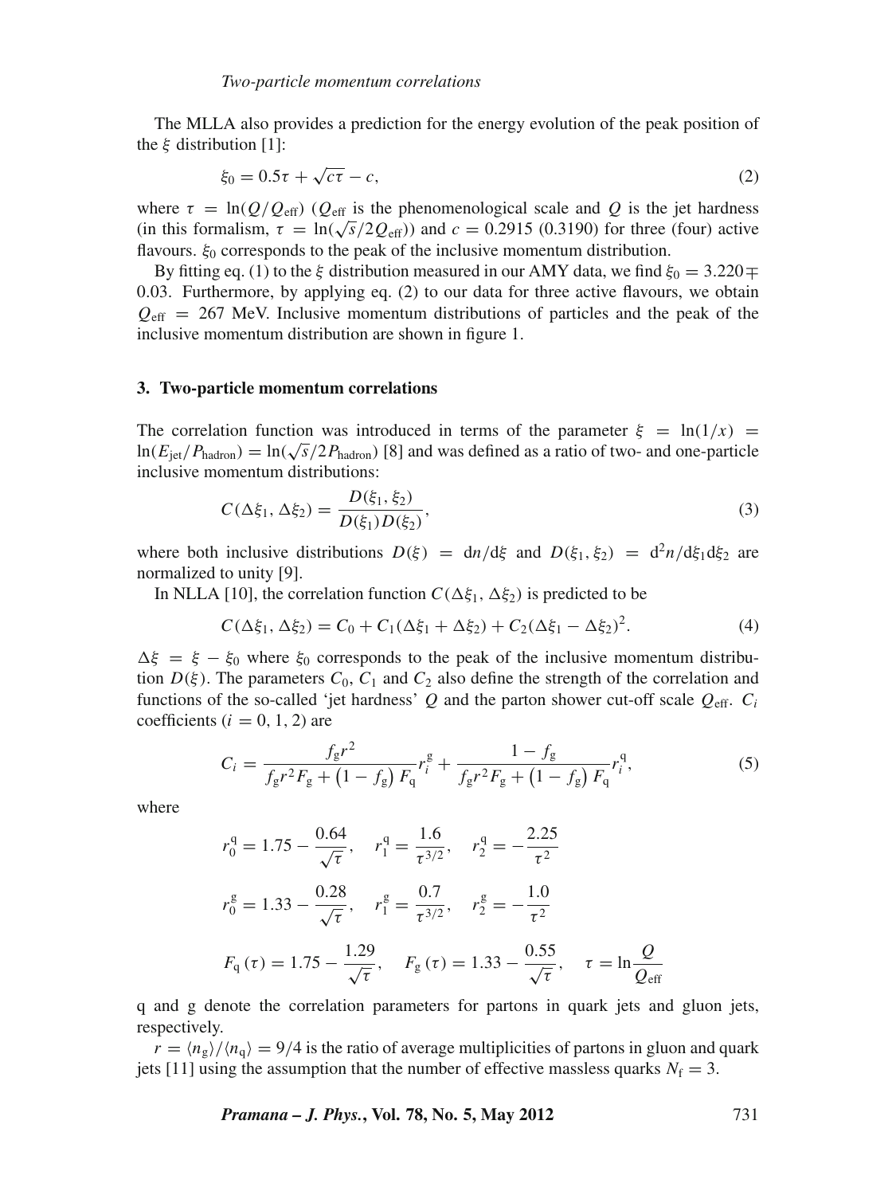The MLLA also provides a prediction for the energy evolution of the peak position of the $\xi$ distribution [1]:

$$\xi_0 = 0.5\tau + \sqrt{c\tau} - c, \tag{2}$$

where $\tau = \ln(Q/Q_{\text{eff}})$ ($Q_{\text{eff}}$ is the phenomenological scale and $Q$ is the jet hardness (in this formalism, $\tau = \ln(\sqrt{s}/2Q_{\text{eff}})$) and $c = 0.2915$ (0.3190) for three (four) active flavours. $\xi_0$ corresponds to the peak of the inclusive momentum distribution.

By fitting eq. (1) to the $\xi$ distribution measured in our AMY data, we find $\xi_0 = 3.220 \mp 0.03$. Furthermore, by applying eq. (2) to our data for three active flavours, we obtain $Q_{\text{eff}} = 267$ MeV. Inclusive momentum distributions of particles and the peak of the inclusive momentum distribution are shown in figure 1.

## 3. Two-particle momentum correlations

The correlation function was introduced in terms of the parameter $\xi = \ln(1/x) = \ln(E_{\text{jet}}/P_{\text{hadron}}) = \ln(\sqrt{s}/2P_{\text{hadron}})$ [8] and was defined as a ratio of two- and one-particle inclusive momentum distributions:

$$C(\Delta\xi_1, \Delta\xi_2) = \frac{D(\xi_1, \xi_2)}{D(\xi_1)D(\xi_2)}, \tag{3}$$

where both inclusive distributions $D(\xi) = \mathrm{d}n/\mathrm{d}\xi$ and $D(\xi_1, \xi_2) = \mathrm{d}^2n/\mathrm{d}\xi_1\mathrm{d}\xi_2$ are normalized to unity [9].

In NLLA [10], the correlation function $C(\Delta\xi_1, \Delta\xi_2)$ is predicted to be

$$C(\Delta\xi_1, \Delta\xi_2) = C_0 + C_1(\Delta\xi_1 + \Delta\xi_2) + C_2(\Delta\xi_1 - \Delta\xi_2)^2. \tag{4}$$

$\Delta\xi = \xi - \xi_0$ where $\xi_0$ corresponds to the peak of the inclusive momentum distribution $D(\xi)$. The parameters $C_0$, $C_1$ and $C_2$ also define the strength of the correlation and functions of the so-called 'jet hardness' $Q$ and the parton shower cut-off scale $Q_{\text{eff}}$. $C_i$ coefficients ($i = 0, 1, 2$) are

$$C_i = \frac{f_{\text{g}}r^2}{f_{\text{g}}r^2F_{\text{g}} + (1 - f_{\text{g}})F_{\text{q}}}r_i^{\text{g}} + \frac{1 - f_{\text{g}}}{f_{\text{g}}r^2F_{\text{g}} + (1 - f_{\text{g}})F_{\text{q}}}r_i^{\text{q}}, \tag{5}$$

where

$$r_0^{\text{q}} = 1.75 - \frac{0.64}{\sqrt{\tau}}, \quad r_1^{\text{q}} = \frac{1.6}{\tau^{3/2}}, \quad r_2^{\text{q}} = -\frac{2.25}{\tau^2}$$

$$r_0^{\text{g}} = 1.33 - \frac{0.28}{\sqrt{\tau}}, \quad r_1^{\text{g}} = \frac{0.7}{\tau^{3/2}}, \quad r_2^{\text{g}} = -\frac{1.0}{\tau^2}$$

$$F_{\text{q}}(\tau) = 1.75 - \frac{1.29}{\sqrt{\tau}}, \quad F_{\text{g}}(\tau) = 1.33 - \frac{0.55}{\sqrt{\tau}}, \quad \tau = \ln\frac{Q}{Q_{\text{eff}}}$$

q and g denote the correlation parameters for partons in quark jets and gluon jets, respectively.

$r = \langle n_{\text{g}}\rangle/\langle n_{\text{q}}\rangle = 9/4$ is the ratio of average multiplicities of partons in gluon and quark jets [11] using the assumption that the number of effective massless quarks $N_{\text{f}} = 3$.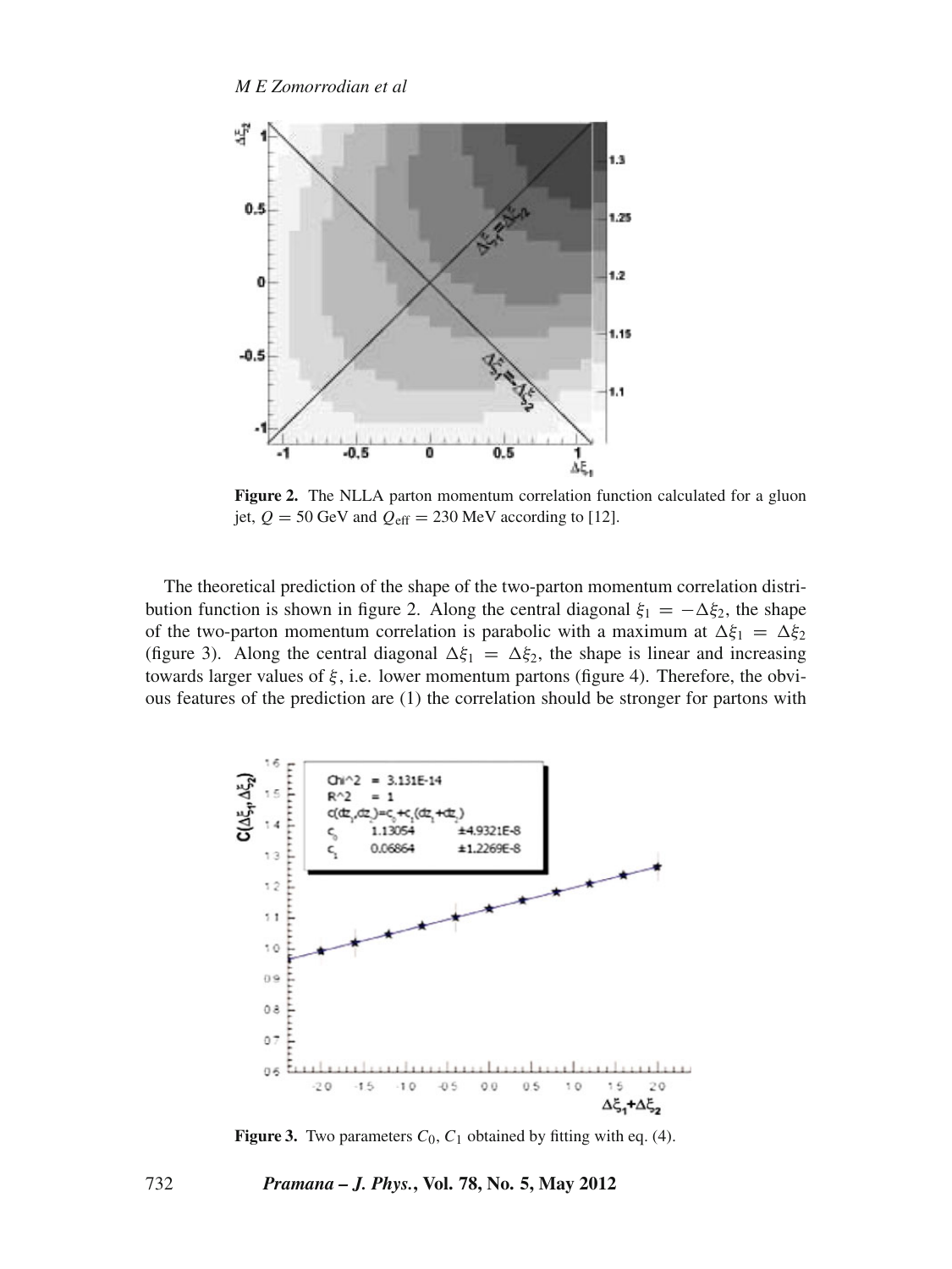**Figure 2.** The NLLA parton momentum correlation function calculated for a gluon jet, $Q = 50$ GeV and $Q_{\text{eff}} = 230$ MeV according to [12].

The theoretical prediction of the shape of the two-parton momentum correlation distribution function is shown in figure 2. Along the central diagonal $\xi_1 = -\Delta\xi_2$, the shape of the two-parton momentum correlation is parabolic with a maximum at $\Delta\xi_1 = \Delta\xi_2$ (figure 3). Along the central diagonal $\Delta\xi_1 = \Delta\xi_2$, the shape is linear and increasing towards larger values of $\xi$, i.e. lower momentum partons (figure 4). Therefore, the obvious features of the prediction are (1) the correlation should be stronger for partons with

**Figure 3.** Two parameters $C_0$, $C_1$ obtained by fitting with eq. (4).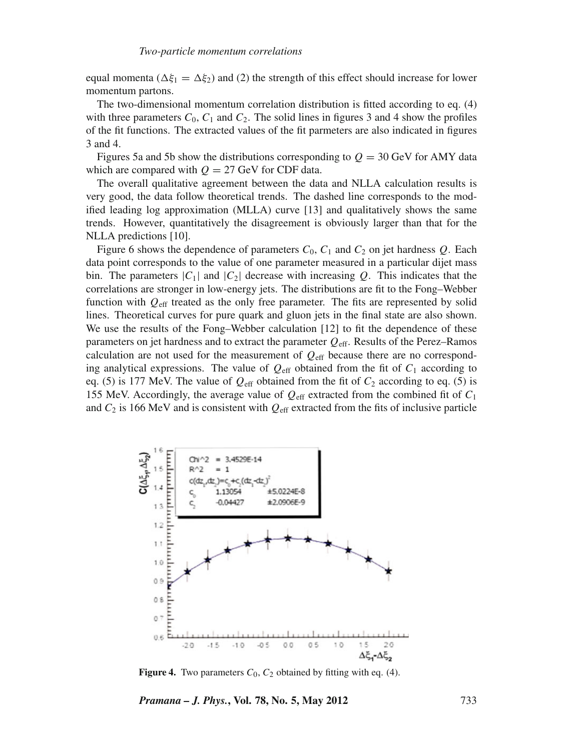equal momenta ($\Delta\xi_1 = \Delta\xi_2$) and (2) the strength of this effect should increase for lower momentum partons.

The two-dimensional momentum correlation distribution is fitted according to eq. (4) with three parameters $C_0$, $C_1$ and $C_2$. The solid lines in figures 3 and 4 show the profiles of the fit functions. The extracted values of the fit parmeters are also indicated in figures 3 and 4.

Figures 5a and 5b show the distributions corresponding to $Q = 30$ GeV for AMY data which are compared with $Q = 27$ GeV for CDF data.

The overall qualitative agreement between the data and NLLA calculation results is very good, the data follow theoretical trends. The dashed line corresponds to the modified leading log approximation (MLLA) curve [13] and qualitatively shows the same trends. However, quantitatively the disagreement is obviously larger than that for the NLLA predictions [10].

Figure 6 shows the dependence of parameters $C_0$, $C_1$ and $C_2$ on jet hardness $Q$. Each data point corresponds to the value of one parameter measured in a particular dijet mass bin. The parameters $|C_1|$ and $|C_2|$ decrease with increasing $Q$. This indicates that the correlations are stronger in low-energy jets. The distributions are fit to the Fong–Webber function with $Q_{\text{eff}}$ treated as the only free parameter. The fits are represented by solid lines. Theoretical curves for pure quark and gluon jets in the final state are also shown. We use the results of the Fong–Webber calculation [12] to fit the dependence of these parameters on jet hardness and to extract the parameter $Q_{\text{eff}}$. Results of the Perez–Ramos calculation are not used for the measurement of $Q_{\text{eff}}$ because there are no corresponding analytical expressions. The value of $Q_{\text{eff}}$ obtained from the fit of $C_1$ according to eq. (5) is 177 MeV. The value of $Q_{\text{eff}}$ obtained from the fit of $C_2$ according to eq. (5) is 155 MeV. Accordingly, the average value of $Q_{\text{eff}}$ extracted from the combined fit of $C_1$ and $C_2$ is 166 MeV and is consistent with $Q_{\text{eff}}$ extracted from the fits of inclusive particle

**Figure 4.** Two parameters $C_0$, $C_2$ obtained by fitting with eq. (4).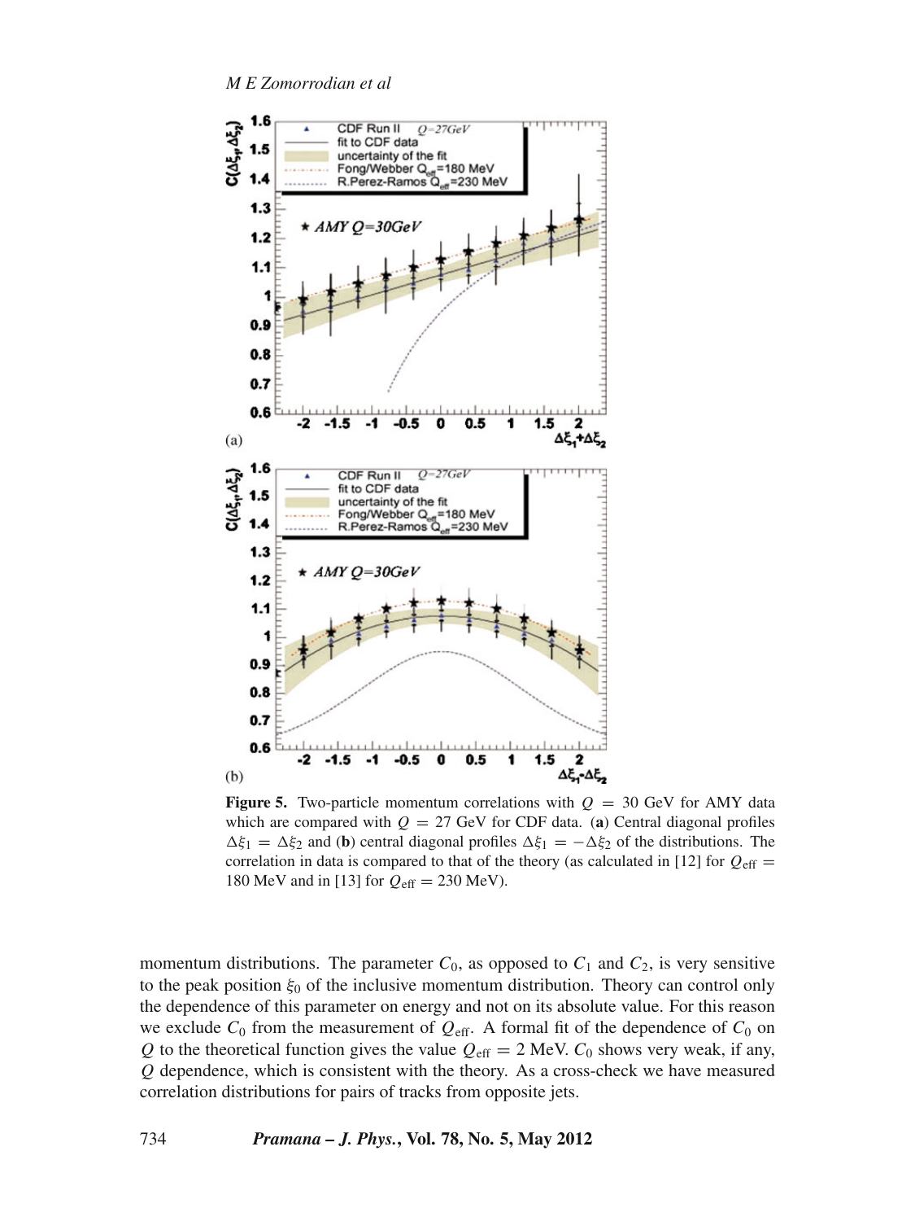**Figure 5.** Two-particle momentum correlations with $Q = 30$ GeV for AMY data which are compared with $Q = 27$ GeV for CDF data. (**a**) Central diagonal profiles $\Delta\xi_1 = \Delta\xi_2$ and (**b**) central diagonal profiles $\Delta\xi_1 = -\Delta\xi_2$ of the distributions. The correlation in data is compared to that of the theory (as calculated in [12] for $Q_{\text{eff}} = 180$ MeV and in [13] for $Q_{\text{eff}} = 230$ MeV).

momentum distributions. The parameter $C_0$, as opposed to $C_1$ and $C_2$, is very sensitive to the peak position $\xi_0$ of the inclusive momentum distribution. Theory can control only the dependence of this parameter on energy and not on its absolute value. For this reason we exclude $C_0$ from the measurement of $Q_{\text{eff}}$. A formal fit of the dependence of $C_0$ on $Q$ to the theoretical function gives the value $Q_{\text{eff}} = 2$ MeV. $C_0$ shows very weak, if any, $Q$ dependence, which is consistent with the theory. As a cross-check we have measured correlation distributions for pairs of tracks from opposite jets.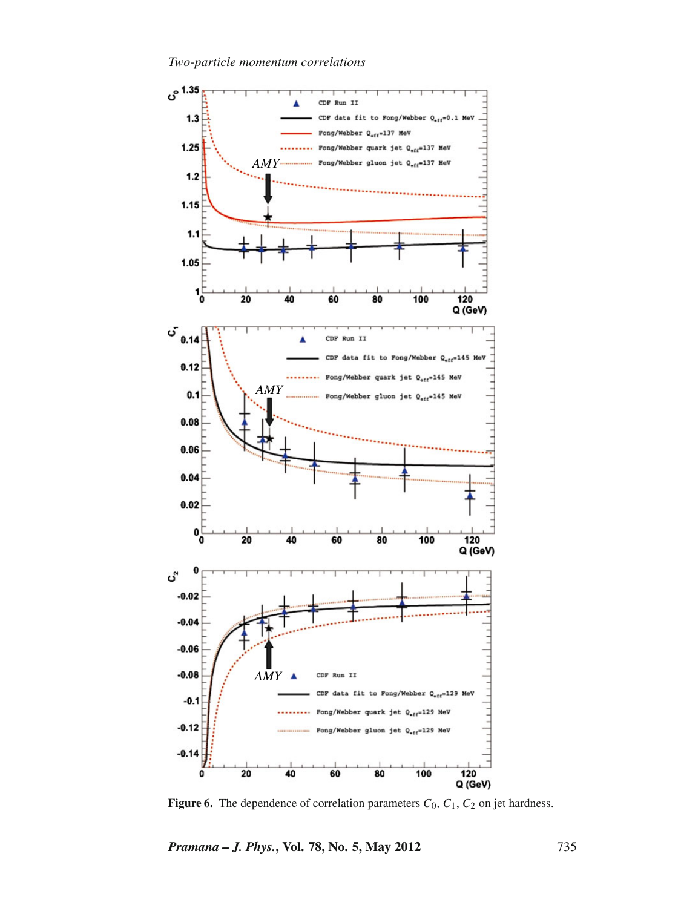**Figure 6.** The dependence of correlation parameters $C_0$, $C_1$, $C_2$ on jet hardness.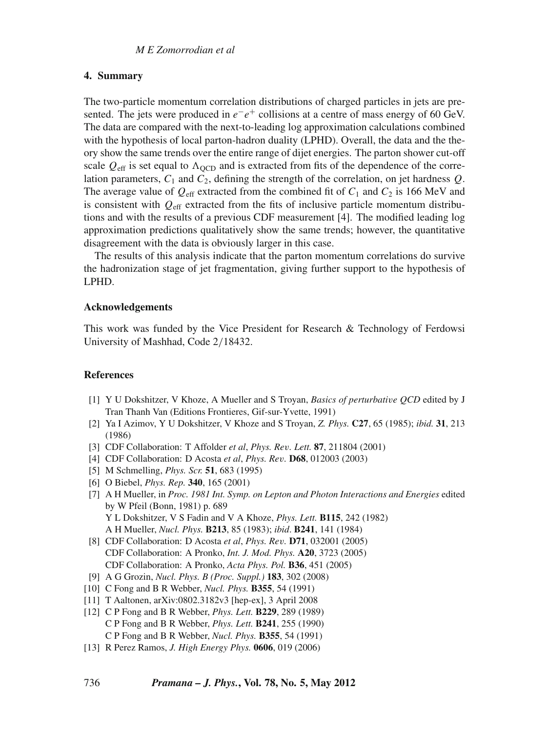## 4. Summary

The two-particle momentum correlation distributions of charged particles in jets are presented. The jets were produced in $e^-e^+$ collisions at a centre of mass energy of 60 GeV. The data are compared with the next-to-leading log approximation calculations combined with the hypothesis of local parton-hadron duality (LPHD). Overall, the data and the theory show the same trends over the entire range of dijet energies. The parton shower cut-off scale $Q_{\text{eff}}$ is set equal to $\Lambda_{\text{QCD}}$ and is extracted from fits of the dependence of the correlation parameters, $C_1$ and $C_2$, defining the strength of the correlation, on jet hardness $Q$. The average value of $Q_{\text{eff}}$ extracted from the combined fit of $C_1$ and $C_2$ is 166 MeV and is consistent with $Q_{\text{eff}}$ extracted from the fits of inclusive particle momentum distributions and with the results of a previous CDF measurement [4]. The modified leading log approximation predictions qualitatively show the same trends; however, the quantitative disagreement with the data is obviously larger in this case.

The results of this analysis indicate that the parton momentum correlations do survive the hadronization stage of jet fragmentation, giving further support to the hypothesis of LPHD.

### Acknowledgements

This work was funded by the Vice President for Research & Technology of Ferdowsi University of Mashhad, Code 2/18432.

### References

[1] Y U Dokshitzer, V Khoze, A Mueller and S Troyan, *Basics of perturbative QCD* edited by J Tran Thanh Van (Editions Frontieres, Gif-sur-Yvette, 1991)

[2] Ya I Azimov, Y U Dokshitzer, V Khoze and S Troyan, *Z. Phys.* **C27**, 65 (1985); *ibid.* **31**, 213 (1986)

[3] CDF Collaboration: T Affolder *et al*, *Phys. Rev. Lett.* **87**, 211804 (2001)

[4] CDF Collaboration: D Acosta *et al*, *Phys. Rev.* **D68**, 012003 (2003)

[5] M Schmelling, *Phys. Scr.* **51**, 683 (1995)

[6] O Biebel, *Phys. Rep.* **340**, 165 (2001)

[7] A H Mueller, in *Proc. 1981 Int. Symp. on Lepton and Photon Interactions and Energies* edited by W Pfeil (Bonn, 1981) p. 689
Y L Dokshitzer, V S Fadin and V A Khoze, *Phys. Lett.* **B115**, 242 (1982)
A H Mueller, *Nucl. Phys.* **B213**, 85 (1983); *ibid*. **B241**, 141 (1984)

[8] CDF Collaboration: D Acosta *et al*, *Phys. Rev.* **D71**, 032001 (2005)
CDF Collaboration: A Pronko, *Int. J. Mod. Phys.* **A20**, 3723 (2005)
CDF Collaboration: A Pronko, *Acta Phys. Pol.* **B36**, 451 (2005)

[9] A G Grozin, *Nucl. Phys. B (Proc. Suppl.)* **183**, 302 (2008)

[10] C Fong and B R Webber, *Nucl. Phys.* **B355**, 54 (1991)

[11] T Aaltonen, arXiv:0802.3182v3 [hep-ex], 3 April 2008

[12] C P Fong and B R Webber, *Phys. Lett.* **B229**, 289 (1989)
C P Fong and B R Webber, *Phys. Lett.* **B241**, 255 (1990)
C P Fong and B R Webber, *Nucl. Phys.* **B355**, 54 (1991)

[13] R Perez Ramos, *J. High Energy Phys.* **0606**, 019 (2006)